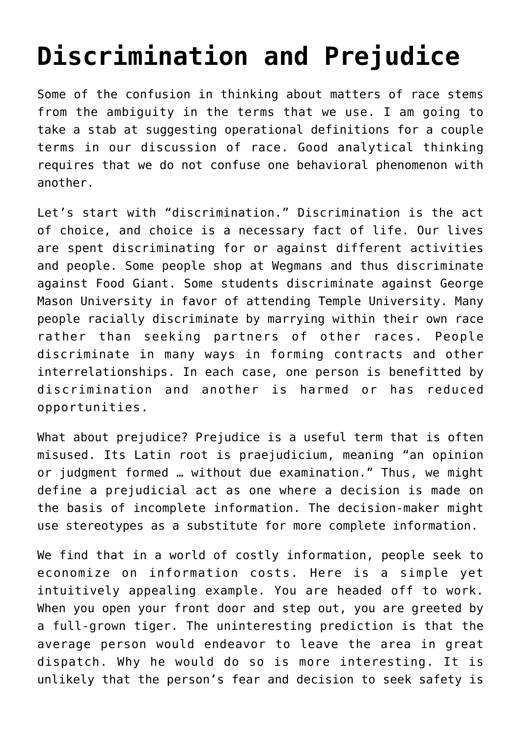# Discrimination and Prejudice

Some of the confusion in thinking about matters of race stems from the ambiguity in the terms that we use. I am going to take a stab at suggesting operational definitions for a couple terms in our discussion of race. Good analytical thinking requires that we do not confuse one behavioral phenomenon with another.

Let's start with "discrimination." Discrimination is the act of choice, and choice is a necessary fact of life. Our lives are spent discriminating for or against different activities and people. Some people shop at Wegmans and thus discriminate against Food Giant. Some students discriminate against George Mason University in favor of attending Temple University. Many people racially discriminate by marrying within their own race rather than seeking partners of other races. People discriminate in many ways in forming contracts and other interrelationships. In each case, one person is benefitted by discrimination and another is harmed or has reduced opportunities.

What about prejudice? Prejudice is a useful term that is often misused. Its Latin root is praejudicium, meaning "an opinion or judgment formed … without due examination." Thus, we might define a prejudicial act as one where a decision is made on the basis of incomplete information. The decision-maker might use stereotypes as a substitute for more complete information.

We find that in a world of costly information, people seek to economize on information costs. Here is a simple yet intuitively appealing example. You are headed off to work. When you open your front door and step out, you are greeted by a full-grown tiger. The uninteresting prediction is that the average person would endeavor to leave the area in great dispatch. Why he would do so is more interesting. It is unlikely that the person's fear and decision to seek safety is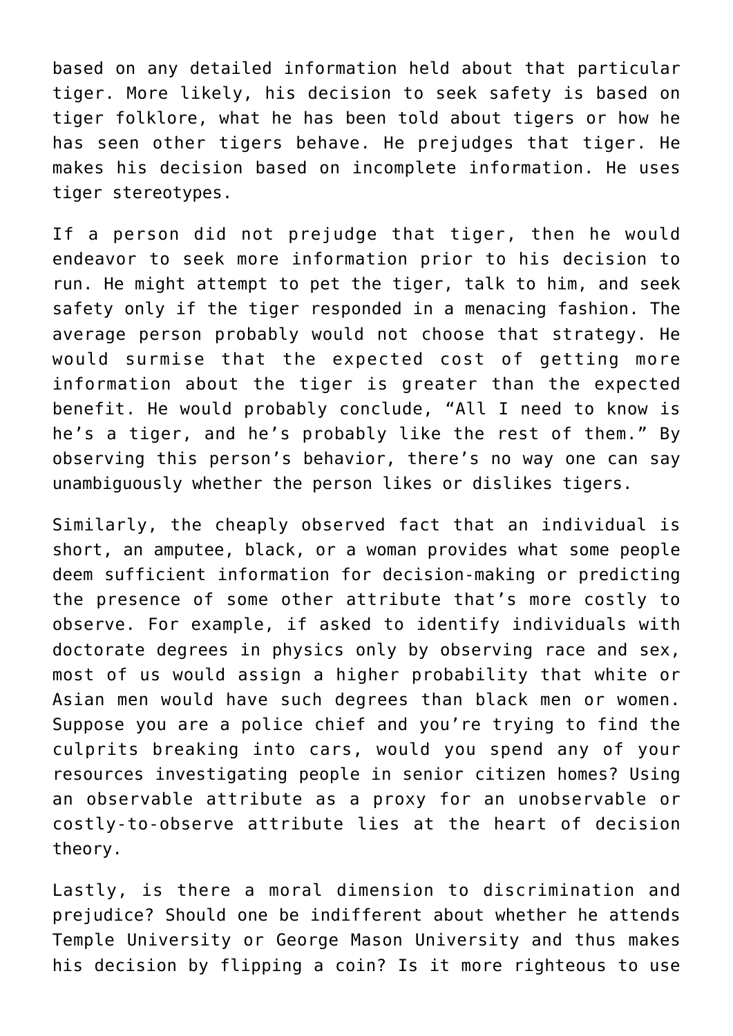based on any detailed information held about that particular tiger. More likely, his decision to seek safety is based on tiger folklore, what he has been told about tigers or how he has seen other tigers behave. He prejudges that tiger. He makes his decision based on incomplete information. He uses tiger stereotypes.

If a person did not prejudge that tiger, then he would endeavor to seek more information prior to his decision to run. He might attempt to pet the tiger, talk to him, and seek safety only if the tiger responded in a menacing fashion. The average person probably would not choose that strategy. He would surmise that the expected cost of getting more information about the tiger is greater than the expected benefit. He would probably conclude, "All I need to know is he's a tiger, and he's probably like the rest of them." By observing this person's behavior, there's no way one can say unambiguously whether the person likes or dislikes tigers.

Similarly, the cheaply observed fact that an individual is short, an amputee, black, or a woman provides what some people deem sufficient information for decision-making or predicting the presence of some other attribute that's more costly to observe. For example, if asked to identify individuals with doctorate degrees in physics only by observing race and sex, most of us would assign a higher probability that white or Asian men would have such degrees than black men or women. Suppose you are a police chief and you're trying to find the culprits breaking into cars, would you spend any of your resources investigating people in senior citizen homes? Using an observable attribute as a proxy for an unobservable or costly-to-observe attribute lies at the heart of decision theory.

Lastly, is there a moral dimension to discrimination and prejudice? Should one be indifferent about whether he attends Temple University or George Mason University and thus makes his decision by flipping a coin? Is it more righteous to use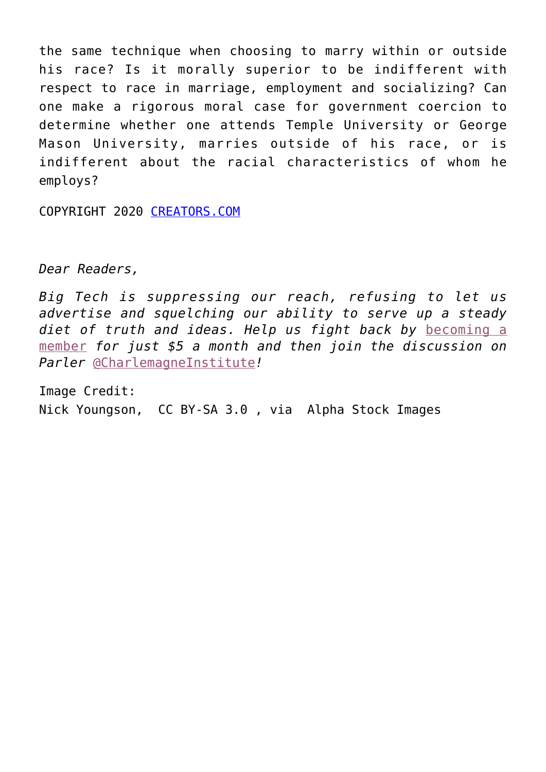the same technique when choosing to marry within or outside his race? Is it morally superior to be indifferent with respect to race in marriage, employment and socializing? Can one make a rigorous moral case for government coercion to determine whether one attends Temple University or George Mason University, marries outside of his race, or is indifferent about the racial characteristics of whom he employs?

COPYRIGHT 2020 [CREATORS.COM](CREATORS.COM)

*Dear Readers,*

*Big Tech is suppressing our reach, refusing to let us advertise and squelching our ability to serve up a steady diet of truth and ideas. Help us fight back by* [becoming a member]() *for just $5 a month and then join the discussion on Parler* [@CharlemagneInstitute]()*!*

Image Credit:
Nick Youngson, CC BY-SA 3.0 , via Alpha Stock Images